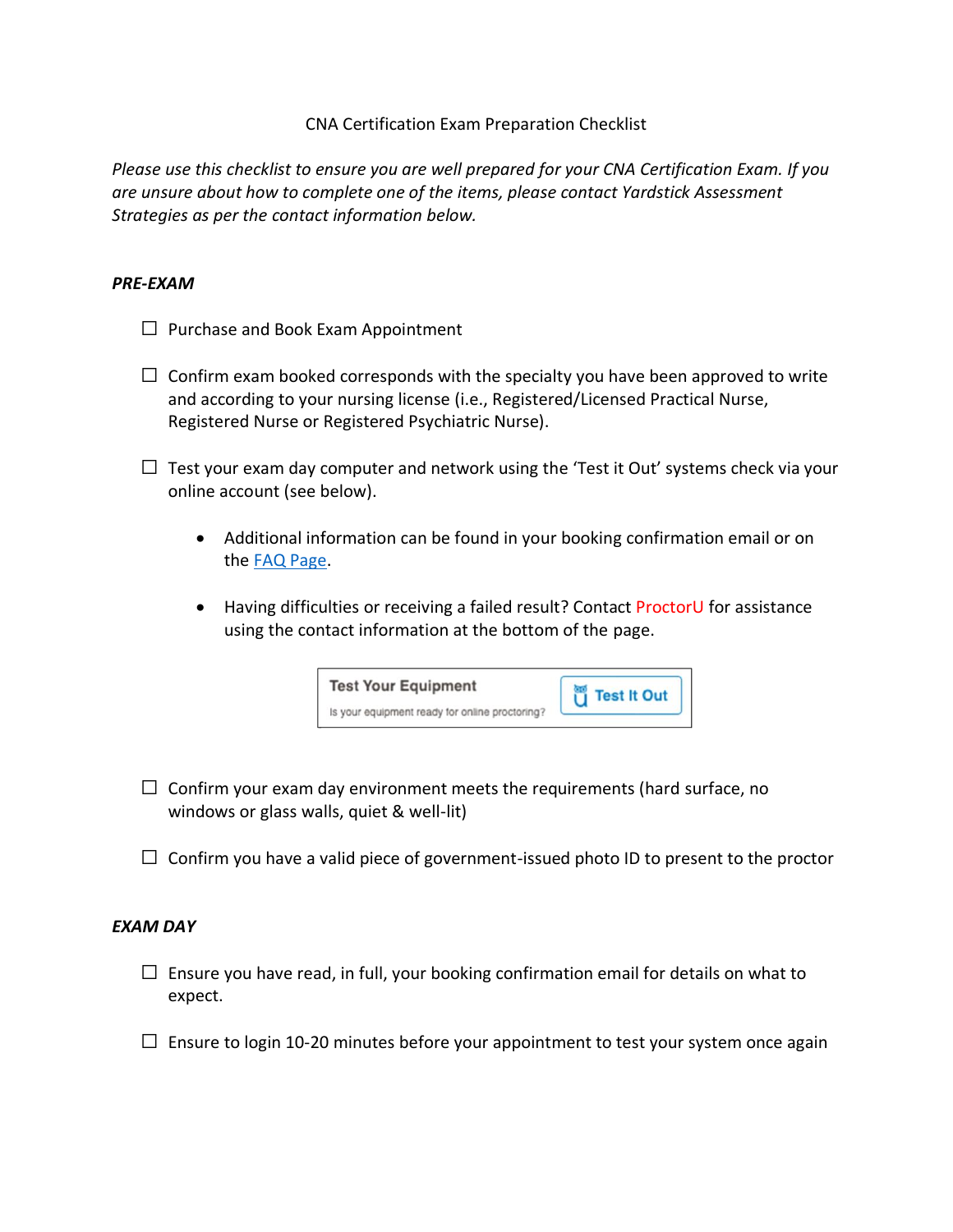# CNA Certification Exam Preparation Checklist

*Please use this checklist to ensure you are well prepared for your CNA Certification Exam. If you are unsure about how to complete one of the items, please contact Yardstick Assessment Strategies as per the contact information below.*

***PRE-EXAM***

- ☐ Purchase and Book Exam Appointment

- ☐ Confirm exam booked corresponds with the specialty you have been approved to write and according to your nursing license (i.e., Registered/Licensed Practical Nurse, Registered Nurse or Registered Psychiatric Nurse).

- ☐ Test your exam day computer and network using the 'Test it Out' systems check via your online account (see below).

    - Additional information can be found in your booking confirmation email or on the [FAQ Page](FAQ Page).

    - Having difficulties or receiving a failed result? Contact ProctorU for assistance using the contact information at the bottom of the page.

| Test Your Equipment<br>Is your equipment ready for online proctoring? | Test It Out |
|---|---|

- ☐ Confirm your exam day environment meets the requirements (hard surface, no windows or glass walls, quiet & well-lit)

- ☐ Confirm you have a valid piece of government-issued photo ID to present to the proctor

***EXAM DAY***

- ☐ Ensure you have read, in full, your booking confirmation email for details on what to expect.

- ☐ Ensure to login 10-20 minutes before your appointment to test your system once again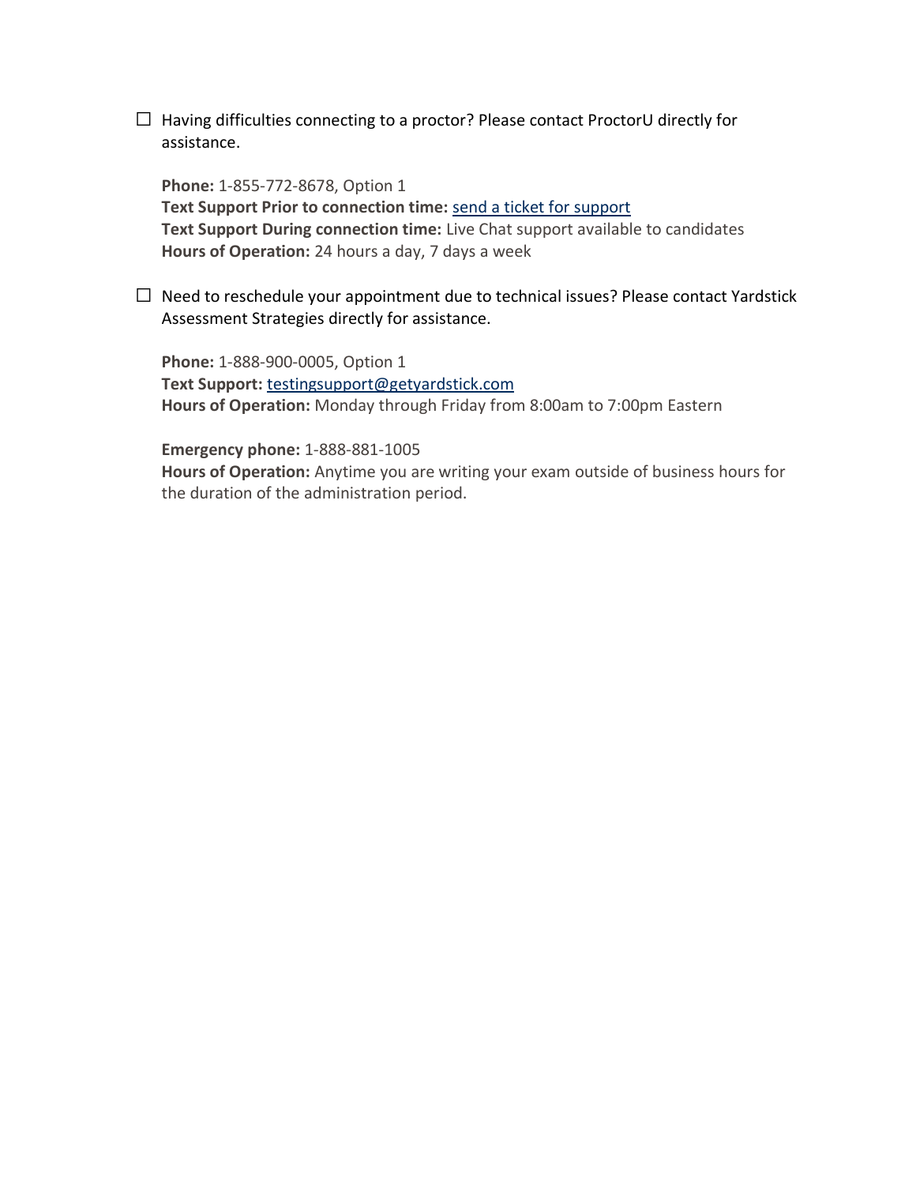☐ Having difficulties connecting to a proctor? Please contact ProctorU directly for assistance.

**Phone:** 1-855-772-8678, Option 1
**Text Support Prior to connection time:** send a ticket for support
**Text Support During connection time:** Live Chat support available to candidates
**Hours of Operation:** 24 hours a day, 7 days a week

☐ Need to reschedule your appointment due to technical issues? Please contact Yardstick Assessment Strategies directly for assistance.

**Phone:** 1-888-900-0005, Option 1
**Text Support:** testingsupport@getyardstick.com
**Hours of Operation:** Monday through Friday from 8:00am to 7:00pm Eastern

**Emergency phone:** 1-888-881-1005
**Hours of Operation:** Anytime you are writing your exam outside of business hours for the duration of the administration period.